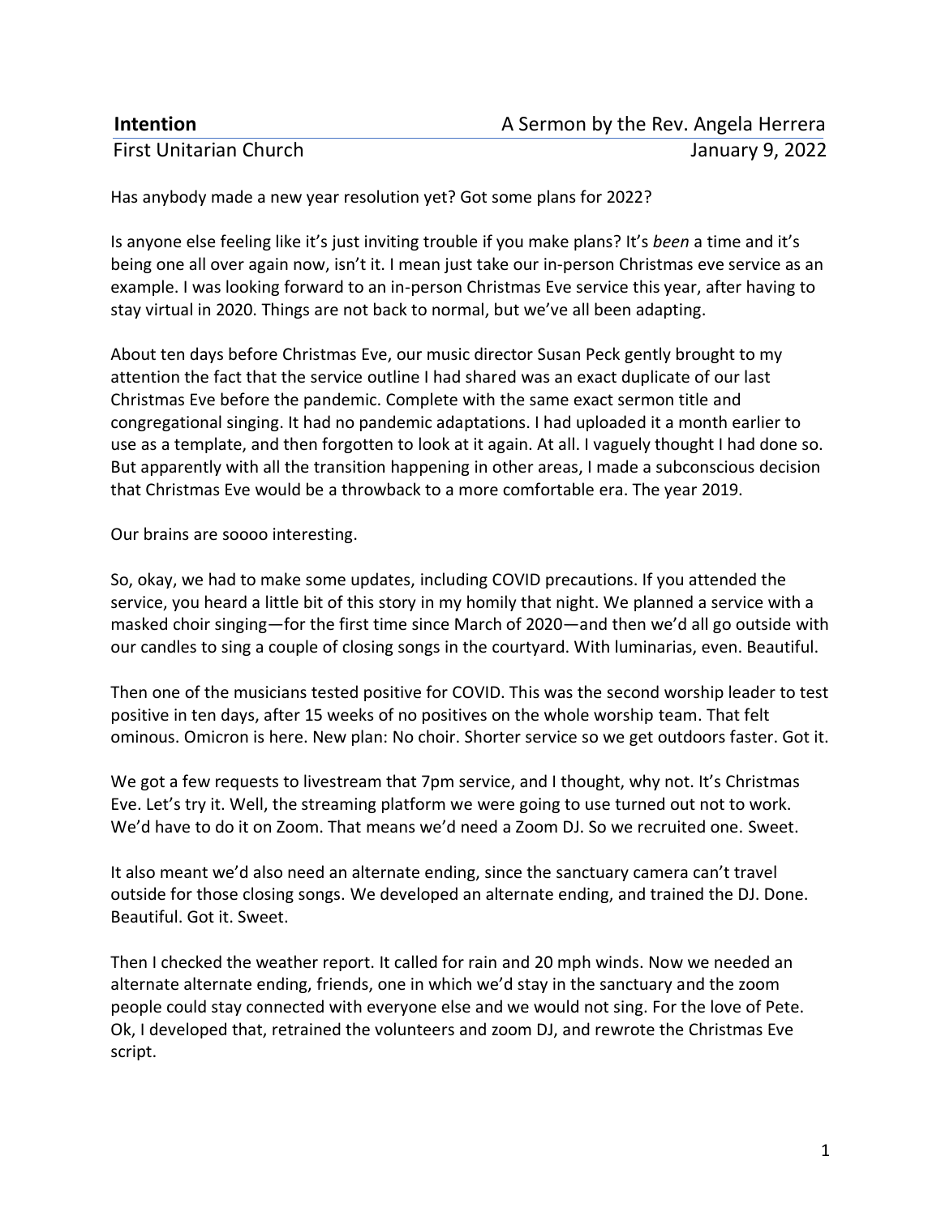**Intention** A Sermon by the Rev. Angela Herrera

First Unitarian Church January 9, 2022

Has anybody made a new year resolution yet? Got some plans for 2022?

Is anyone else feeling like it's just inviting trouble if you make plans? It's *been* a time and it's being one all over again now, isn't it. I mean just take our in-person Christmas eve service as an example. I was looking forward to an in-person Christmas Eve service this year, after having to stay virtual in 2020. Things are not back to normal, but we've all been adapting.

About ten days before Christmas Eve, our music director Susan Peck gently brought to my attention the fact that the service outline I had shared was an exact duplicate of our last Christmas Eve before the pandemic. Complete with the same exact sermon title and congregational singing. It had no pandemic adaptations. I had uploaded it a month earlier to use as a template, and then forgotten to look at it again. At all. I vaguely thought I had done so. But apparently with all the transition happening in other areas, I made a subconscious decision that Christmas Eve would be a throwback to a more comfortable era. The year 2019.

Our brains are soooo interesting.

So, okay, we had to make some updates, including COVID precautions. If you attended the service, you heard a little bit of this story in my homily that night. We planned a service with a masked choir singing—for the first time since March of 2020—and then we'd all go outside with our candles to sing a couple of closing songs in the courtyard. With luminarias, even. Beautiful.

Then one of the musicians tested positive for COVID. This was the second worship leader to test positive in ten days, after 15 weeks of no positives on the whole worship team. That felt ominous. Omicron is here. New plan: No choir. Shorter service so we get outdoors faster. Got it.

We got a few requests to livestream that 7pm service, and I thought, why not. It's Christmas Eve. Let's try it. Well, the streaming platform we were going to use turned out not to work. We'd have to do it on Zoom. That means we'd need a Zoom DJ. So we recruited one. Sweet.

It also meant we'd also need an alternate ending, since the sanctuary camera can't travel outside for those closing songs. We developed an alternate ending, and trained the DJ. Done. Beautiful. Got it. Sweet.

Then I checked the weather report. It called for rain and 20 mph winds. Now we needed an alternate alternate ending, friends, one in which we'd stay in the sanctuary and the zoom people could stay connected with everyone else and we would not sing. For the love of Pete. Ok, I developed that, retrained the volunteers and zoom DJ, and rewrote the Christmas Eve script.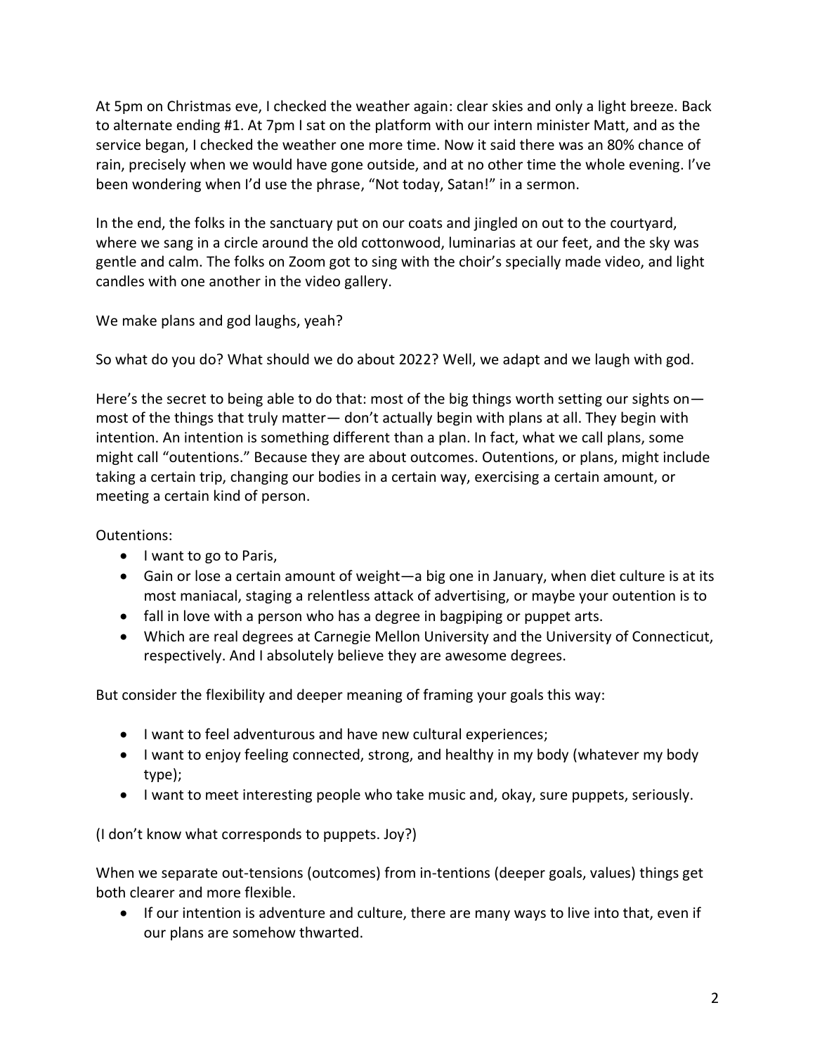At 5pm on Christmas eve, I checked the weather again: clear skies and only a light breeze. Back to alternate ending #1. At 7pm I sat on the platform with our intern minister Matt, and as the service began, I checked the weather one more time. Now it said there was an 80% chance of rain, precisely when we would have gone outside, and at no other time the whole evening. I've been wondering when I'd use the phrase, "Not today, Satan!" in a sermon.

In the end, the folks in the sanctuary put on our coats and jingled on out to the courtyard, where we sang in a circle around the old cottonwood, luminarias at our feet, and the sky was gentle and calm. The folks on Zoom got to sing with the choir's specially made video, and light candles with one another in the video gallery.

We make plans and god laughs, yeah?

So what do you do? What should we do about 2022? Well, we adapt and we laugh with god.

Here's the secret to being able to do that: most of the big things worth setting our sights on— most of the things that truly matter— don't actually begin with plans at all. They begin with intention. An intention is something different than a plan. In fact, what we call plans, some might call "outentions." Because they are about outcomes. Outentions, or plans, might include taking a certain trip, changing our bodies in a certain way, exercising a certain amount, or meeting a certain kind of person.

Outentions:

- I want to go to Paris,
- Gain or lose a certain amount of weight—a big one in January, when diet culture is at its most maniacal, staging a relentless attack of advertising, or maybe your outention is to
- fall in love with a person who has a degree in bagpiping or puppet arts.
- Which are real degrees at Carnegie Mellon University and the University of Connecticut, respectively. And I absolutely believe they are awesome degrees.

But consider the flexibility and deeper meaning of framing your goals this way:

- I want to feel adventurous and have new cultural experiences;
- I want to enjoy feeling connected, strong, and healthy in my body (whatever my body type);
- I want to meet interesting people who take music and, okay, sure puppets, seriously.

(I don't know what corresponds to puppets. Joy?)

When we separate out-tensions (outcomes) from in-tentions (deeper goals, values) things get both clearer and more flexible.

- If our intention is adventure and culture, there are many ways to live into that, even if our plans are somehow thwarted.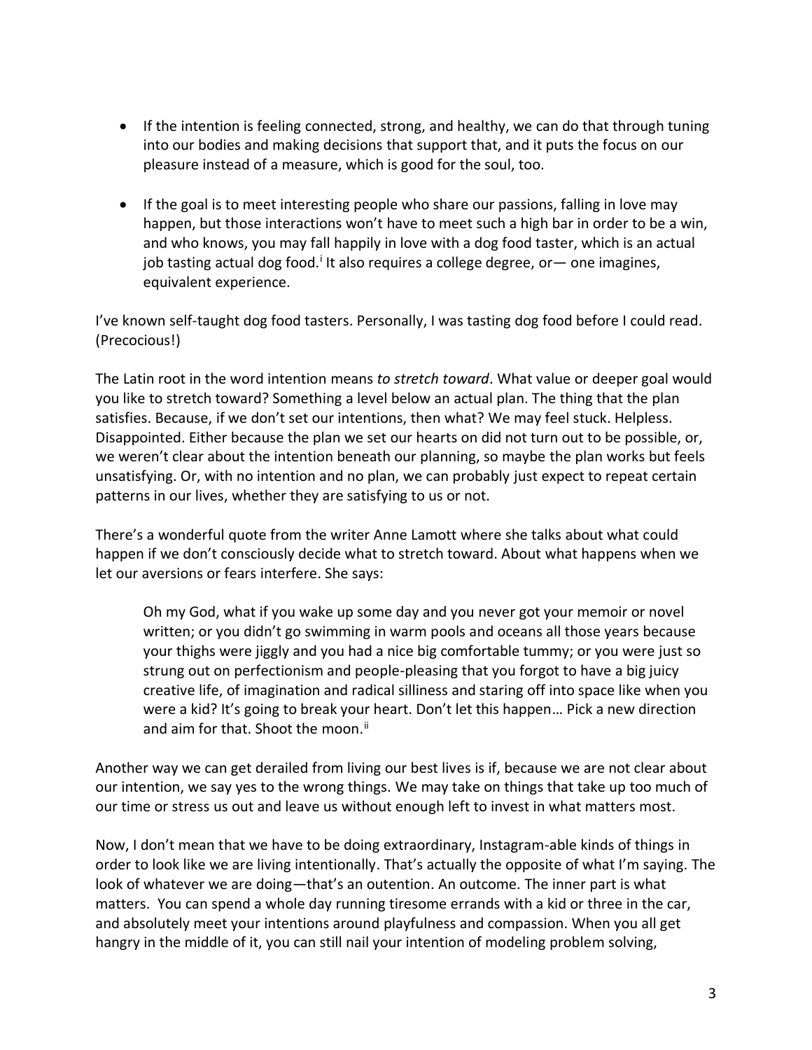- If the intention is feeling connected, strong, and healthy, we can do that through tuning into our bodies and making decisions that support that, and it puts the focus on our pleasure instead of a measure, which is good for the soul, too.

- If the goal is to meet interesting people who share our passions, falling in love may happen, but those interactions won't have to meet such a high bar in order to be a win, and who knows, you may fall happily in love with a dog food taster, which is an actual job tasting actual dog food.[i] It also requires a college degree, or— one imagines, equivalent experience.

I've known self-taught dog food tasters. Personally, I was tasting dog food before I could read. (Precocious!)

The Latin root in the word intention means *to stretch toward*. What value or deeper goal would you like to stretch toward? Something a level below an actual plan. The thing that the plan satisfies. Because, if we don't set our intentions, then what? We may feel stuck. Helpless. Disappointed. Either because the plan we set our hearts on did not turn out to be possible, or, we weren't clear about the intention beneath our planning, so maybe the plan works but feels unsatisfying. Or, with no intention and no plan, we can probably just expect to repeat certain patterns in our lives, whether they are satisfying to us or not.

There's a wonderful quote from the writer Anne Lamott where she talks about what could happen if we don't consciously decide what to stretch toward. About what happens when we let our aversions or fears interfere. She says:

> Oh my God, what if you wake up some day and you never got your memoir or novel written; or you didn't go swimming in warm pools and oceans all those years because your thighs were jiggly and you had a nice big comfortable tummy; or you were just so strung out on perfectionism and people-pleasing that you forgot to have a big juicy creative life, of imagination and radical silliness and staring off into space like when you were a kid? It's going to break your heart. Don't let this happen… Pick a new direction and aim for that. Shoot the moon.[ii]

Another way we can get derailed from living our best lives is if, because we are not clear about our intention, we say yes to the wrong things. We may take on things that take up too much of our time or stress us out and leave us without enough left to invest in what matters most.

Now, I don't mean that we have to be doing extraordinary, Instagram-able kinds of things in order to look like we are living intentionally. That's actually the opposite of what I'm saying. The look of whatever we are doing—that's an outention. An outcome. The inner part is what matters. You can spend a whole day running tiresome errands with a kid or three in the car, and absolutely meet your intentions around playfulness and compassion. When you all get hangry in the middle of it, you can still nail your intention of modeling problem solving,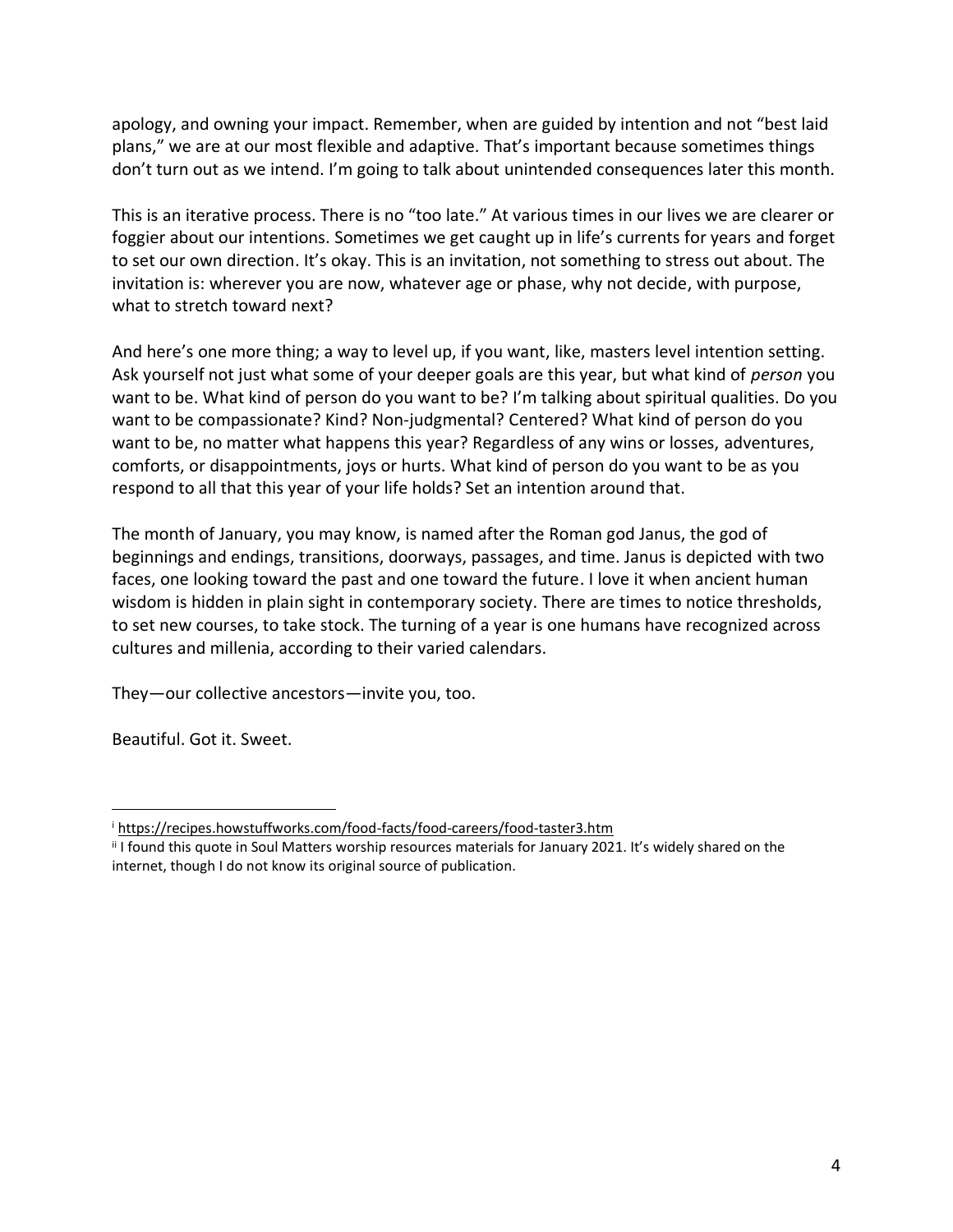apology, and owning your impact. Remember, when are guided by intention and not "best laid plans," we are at our most flexible and adaptive. That's important because sometimes things don't turn out as we intend. I'm going to talk about unintended consequences later this month.

This is an iterative process. There is no "too late." At various times in our lives we are clearer or foggier about our intentions. Sometimes we get caught up in life's currents for years and forget to set our own direction. It's okay. This is an invitation, not something to stress out about. The invitation is: wherever you are now, whatever age or phase, why not decide, with purpose, what to stretch toward next?

And here's one more thing; a way to level up, if you want, like, masters level intention setting. Ask yourself not just what some of your deeper goals are this year, but what kind of *person* you want to be. What kind of person do you want to be? I'm talking about spiritual qualities. Do you want to be compassionate? Kind? Non-judgmental? Centered? What kind of person do you want to be, no matter what happens this year? Regardless of any wins or losses, adventures, comforts, or disappointments, joys or hurts. What kind of person do you want to be as you respond to all that this year of your life holds? Set an intention around that.

The month of January, you may know, is named after the Roman god Janus, the god of beginnings and endings, transitions, doorways, passages, and time. Janus is depicted with two faces, one looking toward the past and one toward the future. I love it when ancient human wisdom is hidden in plain sight in contemporary society. There are times to notice thresholds, to set new courses, to take stock. The turning of a year is one humans have recognized across cultures and millenia, according to their varied calendars.

They—our collective ancestors—invite you, too.

Beautiful. Got it. Sweet.

---

[i] https://recipes.howstuffworks.com/food-facts/food-careers/food-taster3.htm

[ii] I found this quote in Soul Matters worship resources materials for January 2021. It's widely shared on the internet, though I do not know its original source of publication.